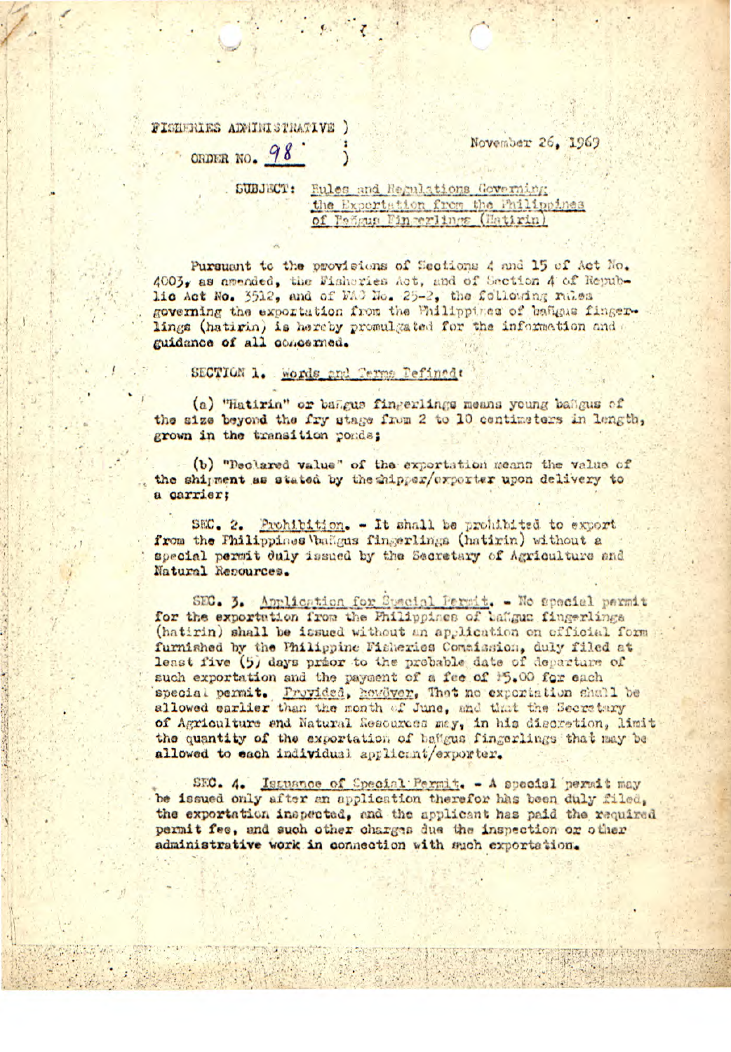FISHERIES ADMINISTRATIVE )
ORDER NO. 98 )

November 26, 1969

SUBJECT: Rules and Regulations Governing the Exportation from the Philippines of Bañgus Fingerlings (Hatirin)

Pursuant to the provisions of Sections 4 and 15 of Act No. 4003, as amended, the Fisheries Act, and of Section 4 of Republic Act No. 3512, and of FAO No. 25-2, the following rules governing the exportation from the Philippines of bañgus fingerlings (hatirin) is hereby promulgated for the information and guidance of all concerned.

SECTION 1. Words and Terms Defined:

(a) "Hatirin" or bañgus fingerlings means young bañgus of the size beyond the fry stage from 2 to 10 centimeters in length, grown in the transition ponds;

(b) "Declared value" of the exportation means the value of the shipment as stated by the shipper/exporter upon delivery to a carrier;

SEC. 2. Prohibition. - It shall be prohibited to export from the Philippines bañgus fingerlings (hatirin) without a special permit duly issued by the Secretary of Agriculture and Natural Resources.

SEC. 3. Application for Special Permit. - No special permit for the exportation from the Philippines of bañgus fingerlings (hatirin) shall be issued without an application on official form furnished by the Philippine Fisheries Commission, duly filed at least five (5) days prior to the probable date of departure of such exportation and the payment of a fee of ₱5.00 for each special permit. Provided, however, That no exportation shall be allowed earlier than the month of June, and that the Secretary of Agriculture and Natural Resources may, in his discretion, limit the quantity of the exportation of bañgus fingerlings that may be allowed to each individual applicant/exporter.

SEC. 4. Issuance of Special Permit. - A special permit may be issued only after an application therefor has been duly filed, the exportation inspected, and the applicant has paid the required permit fee, and such other charges due the inspection or other administrative work in connection with such exportation.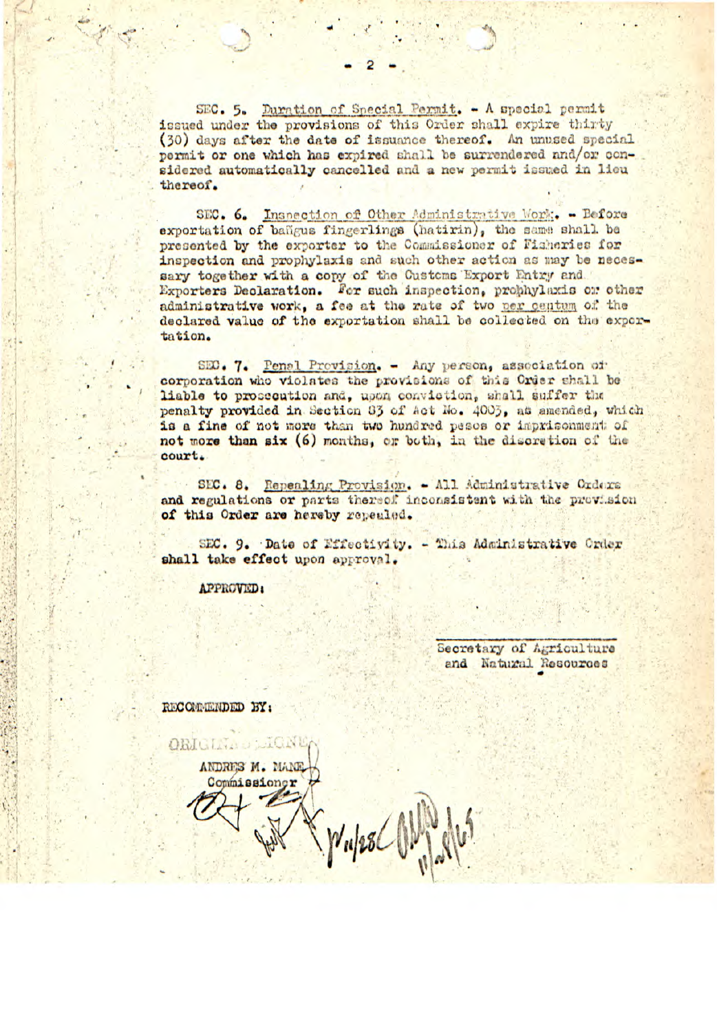SEC. 5. Duration of Special Permit. - A special permit issued under the provisions of this Order shall expire thirty (30) days after the date of issuance thereof. An unused special permit or one which has expired shall be surrendered and/or considered automatically cancelled and a new permit issued in lieu thereof.

SEC. 6. Inspection of Other Administrative Work. - Before exportation of bañgus fingerlings (hatirin), the same shall be presented by the exporter to the Commissioner of Fisheries for inspection and prophylaxis and such other action as may be necessary together with a copy of the Customs Export Entry and Exporters Declaration. For such inspection, prophylaxis or other administrative work, a fee at the rate of two per centum of the declared value of the exportation shall be collected on the exportation.

SEC. 7. Penal Provision. - Any person, association or corporation who violates the provisions of this Order shall be liable to prosecution and, upon conviction, shall suffer the penalty provided in Section 83 of Act No. 4003, as amended, which is a fine of not more than two hundred pesos or imprisonment of not more than six (6) months, or both, in the discretion of the court.

SEC. 8. Repealing Provision. - All Administrative Orders and regulations or parts thereof inconsistent with the provision of this Order are hereby repealed.

SEC. 9. Date of Effectivity. - This Administrative Order shall take effect upon approval.

APPROVED:

Secretary of Agriculture
and Natural Resources

RECOMMENDED BY:

ORIGINAL SIGNED
ANDRES M. MANE
Commissioner